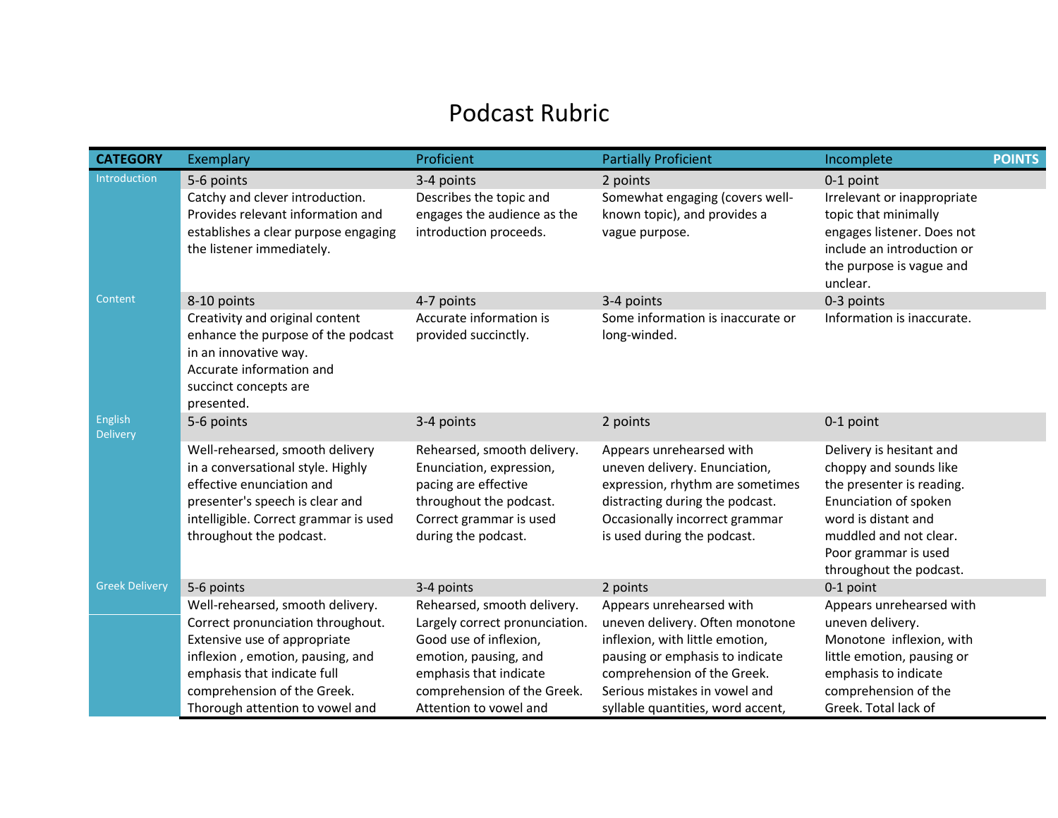# Podcast Rubric

| CATEGORY | Exemplary | Proficient | Partially Proficient | Incomplete | POINTS |
|---|---|---|---|---|---|
| Introduction | 5-6 points | 3-4 points | 2 points | 0-1 point | |
| | Catchy and clever introduction. Provides relevant information and establishes a clear purpose engaging the listener immediately. | Describes the topic and engages the audience as the introduction proceeds. | Somewhat engaging (covers well-known topic), and provides a vague purpose. | Irrelevant or inappropriate topic that minimally engages listener. Does not include an introduction or the purpose is vague and unclear. | |
| Content | 8-10 points | 4-7 points | 3-4 points | 0-3 points | |
| | Creativity and original content enhance the purpose of the podcast in an innovative way. Accurate information and succinct concepts are presented. | Accurate information is provided succinctly. | Some information is inaccurate or long-winded. | Information is inaccurate. | |
| English Delivery | 5-6 points | 3-4 points | 2 points | 0-1 point | |
| | Well-rehearsed, smooth delivery in a conversational style. Highly effective enunciation and presenter's speech is clear and intelligible. Correct grammar is used throughout the podcast. | Rehearsed, smooth delivery. Enunciation, expression, pacing are effective throughout the podcast. Correct grammar is used during the podcast. | Appears unrehearsed with uneven delivery. Enunciation, expression, rhythm are sometimes distracting during the podcast. Occasionally incorrect grammar is used during the podcast. | Delivery is hesitant and choppy and sounds like the presenter is reading. Enunciation of spoken word is distant and muddled and not clear. Poor grammar is used throughout the podcast. | |
| Greek Delivery | 5-6 points | 3-4 points | 2 points | 0-1 point | |
| | Well-rehearsed, smooth delivery. Correct pronunciation throughout. Extensive use of appropriate inflexion , emotion, pausing, and emphasis that indicate full comprehension of the Greek. Thorough attention to vowel and | Rehearsed, smooth delivery. Largely correct pronunciation. Good use of inflexion, emotion, pausing, and emphasis that indicate comprehension of the Greek. Attention to vowel and | Appears unrehearsed with uneven delivery. Often monotone inflexion, with little emotion, pausing or emphasis to indicate comprehension of the Greek. Serious mistakes in vowel and syllable quantities, word accent, | Appears unrehearsed with uneven delivery. Monotone inflexion, with little emotion, pausing or emphasis to indicate comprehension of the Greek. Total lack of | |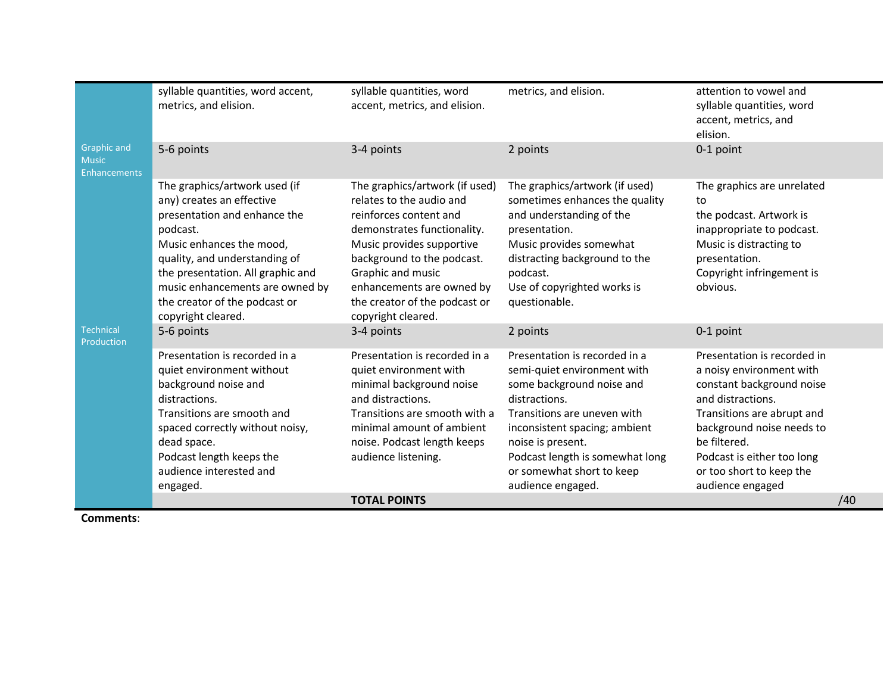| | | | | |
|---|---|---|---|---|
| | syllable quantities, word accent, metrics, and elision. | syllable quantities, word accent, metrics, and elision. | metrics, and elision. | attention to vowel and syllable quantities, word accent, metrics, and elision. |
| Graphic and Music Enhancements | 5-6 points | 3-4 points | 2 points | 0-1 point |
| | The graphics/artwork used (if any) creates an effective presentation and enhance the podcast. Music enhances the mood, quality, and understanding of the presentation. All graphic and music enhancements are owned by the creator of the podcast or copyright cleared. | The graphics/artwork (if used) relates to the audio and reinforces content and demonstrates functionality. Music provides supportive background to the podcast. Graphic and music enhancements are owned by the creator of the podcast or copyright cleared. | The graphics/artwork (if used) sometimes enhances the quality and understanding of the presentation. Music provides somewhat distracting background to the podcast. Use of copyrighted works is questionable. | The graphics are unrelated to the podcast. Artwork is inappropriate to podcast. Music is distracting to presentation. Copyright infringement is obvious. |
| Technical Production | 5-6 points | 3-4 points | 2 points | 0-1 point |
| | Presentation is recorded in a quiet environment without background noise and distractions. Transitions are smooth and spaced correctly without noisy, dead space. Podcast length keeps the audience interested and engaged. | Presentation is recorded in a quiet environment with minimal background noise and distractions. Transitions are smooth with a minimal amount of ambient noise. Podcast length keeps audience listening. | Presentation is recorded in a semi-quiet environment with some background noise and distractions. Transitions are uneven with inconsistent spacing; ambient noise is present. Podcast length is somewhat long or somewhat short to keep audience engaged. | Presentation is recorded in a noisy environment with constant background noise and distractions. Transitions are abrupt and background noise needs to be filtered. Podcast is either too long or too short to keep the audience engaged |
| | | **TOTAL POINTS** | | /40 |

**Comments**: